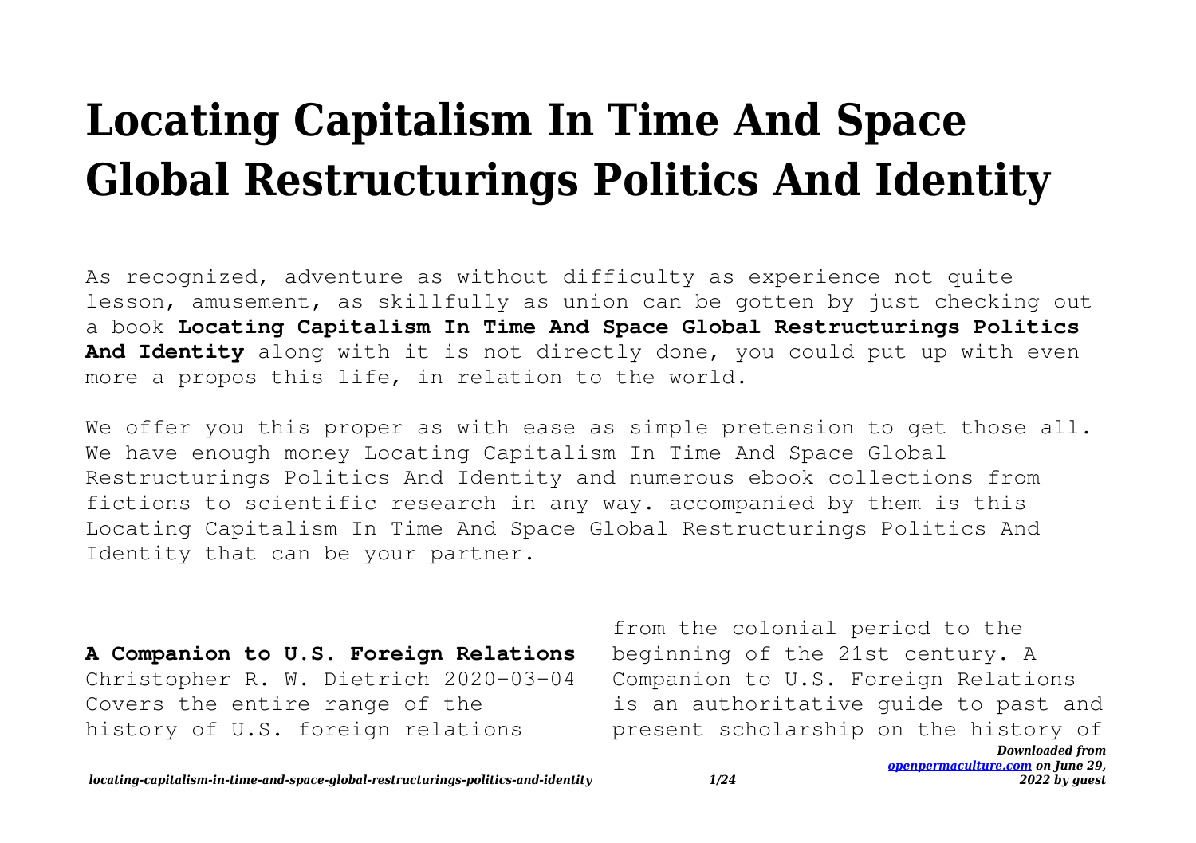# Locating Capitalism In Time And Space Global Restructurings Politics And Identity

As recognized, adventure as without difficulty as experience not quite lesson, amusement, as skillfully as union can be gotten by just checking out a book **Locating Capitalism In Time And Space Global Restructurings Politics And Identity** along with it is not directly done, you could put up with even more a propos this life, in relation to the world.

We offer you this proper as with ease as simple pretension to get those all. We have enough money Locating Capitalism In Time And Space Global Restructurings Politics And Identity and numerous ebook collections from fictions to scientific research in any way. accompanied by them is this Locating Capitalism In Time And Space Global Restructurings Politics And Identity that can be your partner.

**A Companion to U.S. Foreign Relations** Christopher R. W. Dietrich 2020-03-04 Covers the entire range of the history of U.S. foreign relations from the colonial period to the beginning of the 21st century. A Companion to U.S. Foreign Relations is an authoritative guide to past and present scholarship on the history of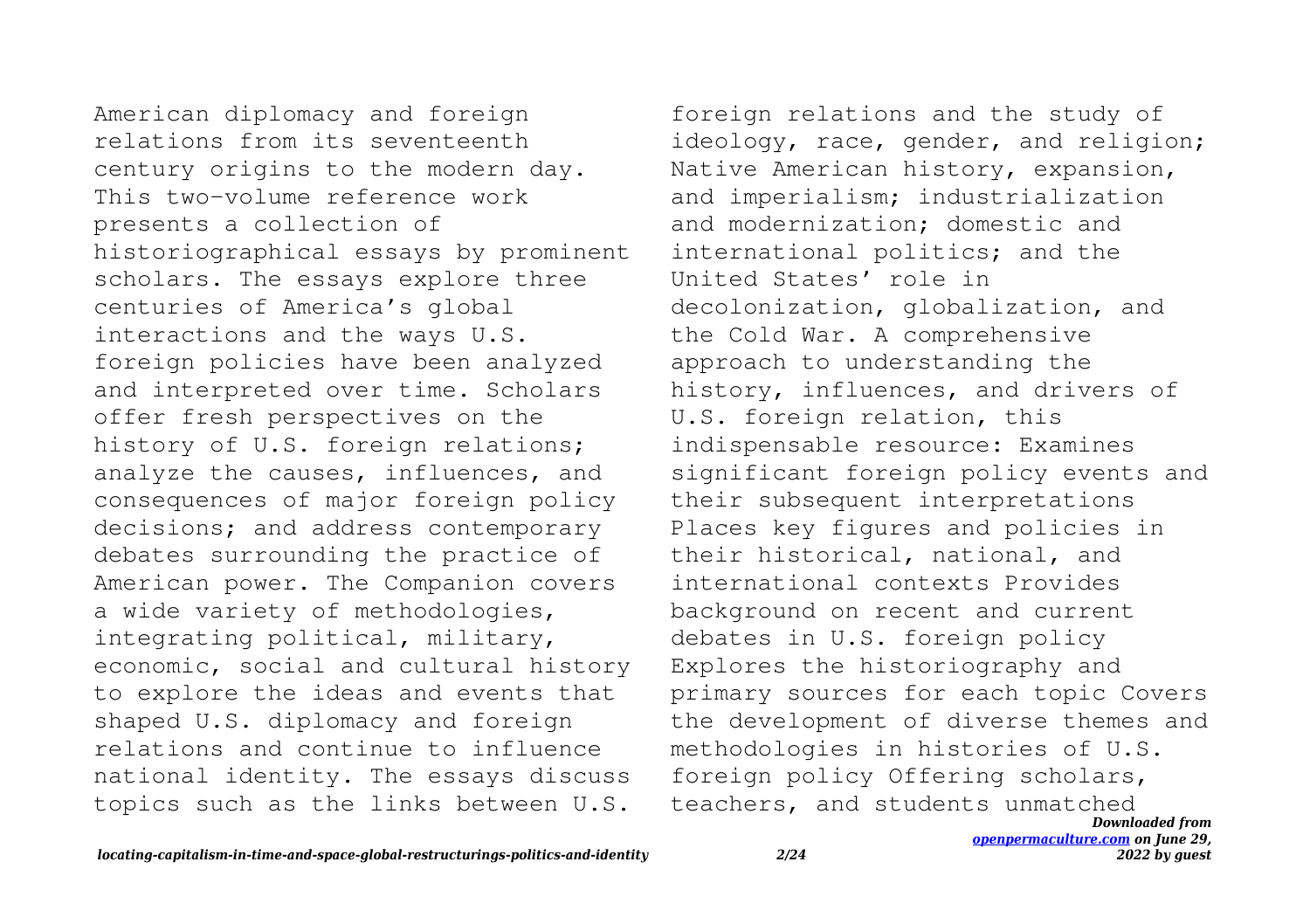American diplomacy and foreign relations from its seventeenth century origins to the modern day. This two-volume reference work presents a collection of historiographical essays by prominent scholars. The essays explore three centuries of America's global interactions and the ways U.S. foreign policies have been analyzed and interpreted over time. Scholars offer fresh perspectives on the history of U.S. foreign relations; analyze the causes, influences, and consequences of major foreign policy decisions; and address contemporary debates surrounding the practice of American power. The Companion covers a wide variety of methodologies, integrating political, military, economic, social and cultural history to explore the ideas and events that shaped U.S. diplomacy and foreign relations and continue to influence national identity. The essays discuss topics such as the links between U.S. foreign relations and the study of ideology, race, gender, and religion; Native American history, expansion, and imperialism; industrialization and modernization; domestic and international politics; and the United States' role in decolonization, globalization, and the Cold War. A comprehensive approach to understanding the history, influences, and drivers of U.S. foreign relation, this indispensable resource: Examines significant foreign policy events and their subsequent interpretations Places key figures and policies in their historical, national, and international contexts Provides background on recent and current debates in U.S. foreign policy Explores the historiography and primary sources for each topic Covers the development of diverse themes and methodologies in histories of U.S. foreign policy Offering scholars, teachers, and students unmatched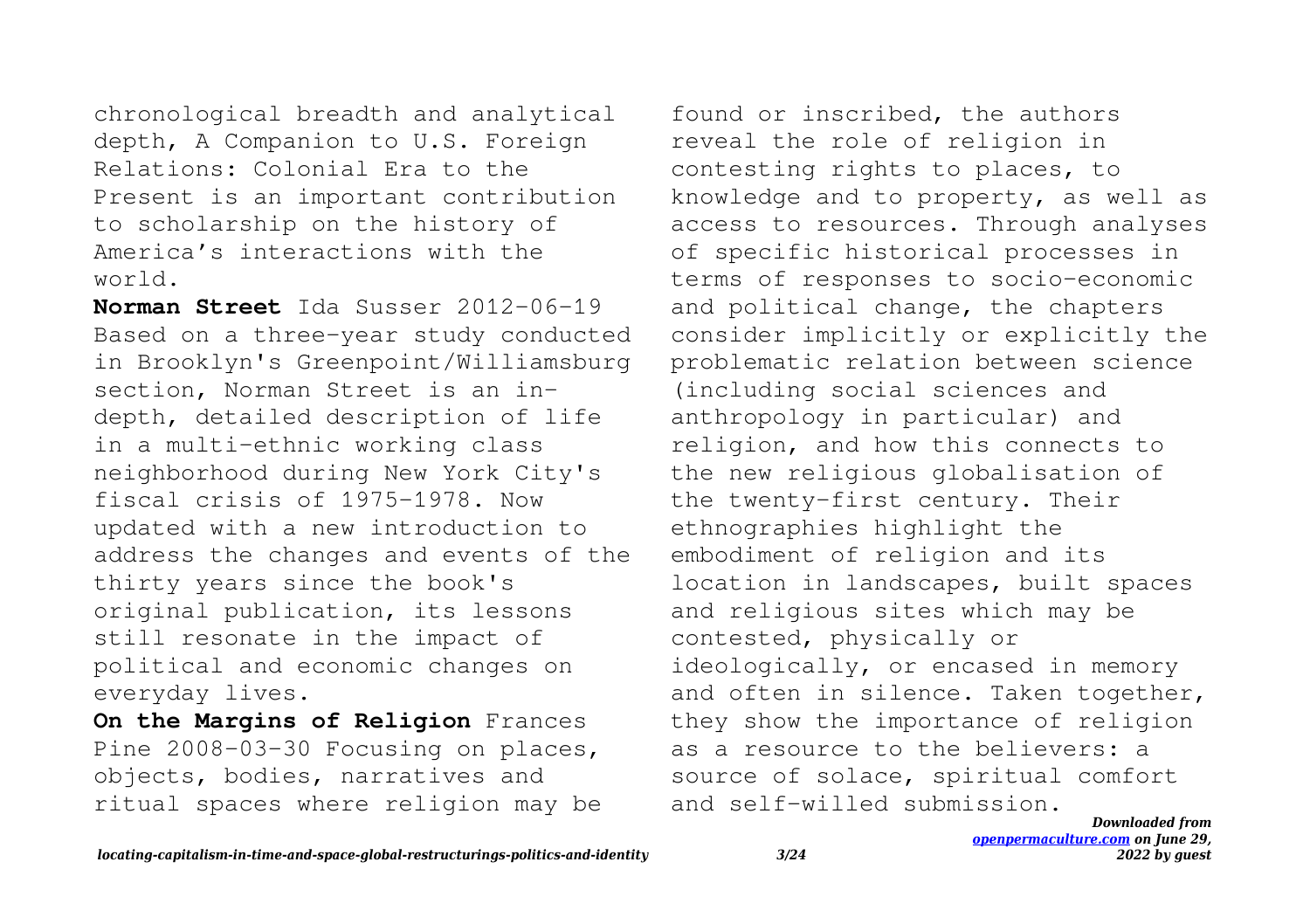chronological breadth and analytical depth, A Companion to U.S. Foreign Relations: Colonial Era to the Present is an important contribution to scholarship on the history of America's interactions with the world.

**Norman Street** Ida Susser 2012-06-19 Based on a three-year study conducted in Brooklyn's Greenpoint/Williamsburg section, Norman Street is an in-depth, detailed description of life in a multi-ethnic working class neighborhood during New York City's fiscal crisis of 1975-1978. Now updated with a new introduction to address the changes and events of the thirty years since the book's original publication, its lessons still resonate in the impact of political and economic changes on everyday lives.

**On the Margins of Religion** Frances Pine 2008-03-30 Focusing on places, objects, bodies, narratives and ritual spaces where religion may be found or inscribed, the authors reveal the role of religion in contesting rights to places, to knowledge and to property, as well as access to resources. Through analyses of specific historical processes in terms of responses to socio-economic and political change, the chapters consider implicitly or explicitly the problematic relation between science (including social sciences and anthropology in particular) and religion, and how this connects to the new religious globalisation of the twenty-first century. Their ethnographies highlight the embodiment of religion and its location in landscapes, built spaces and religious sites which may be contested, physically or ideologically, or encased in memory and often in silence. Taken together, they show the importance of religion as a resource to the believers: a source of solace, spiritual comfort and self-willed submission.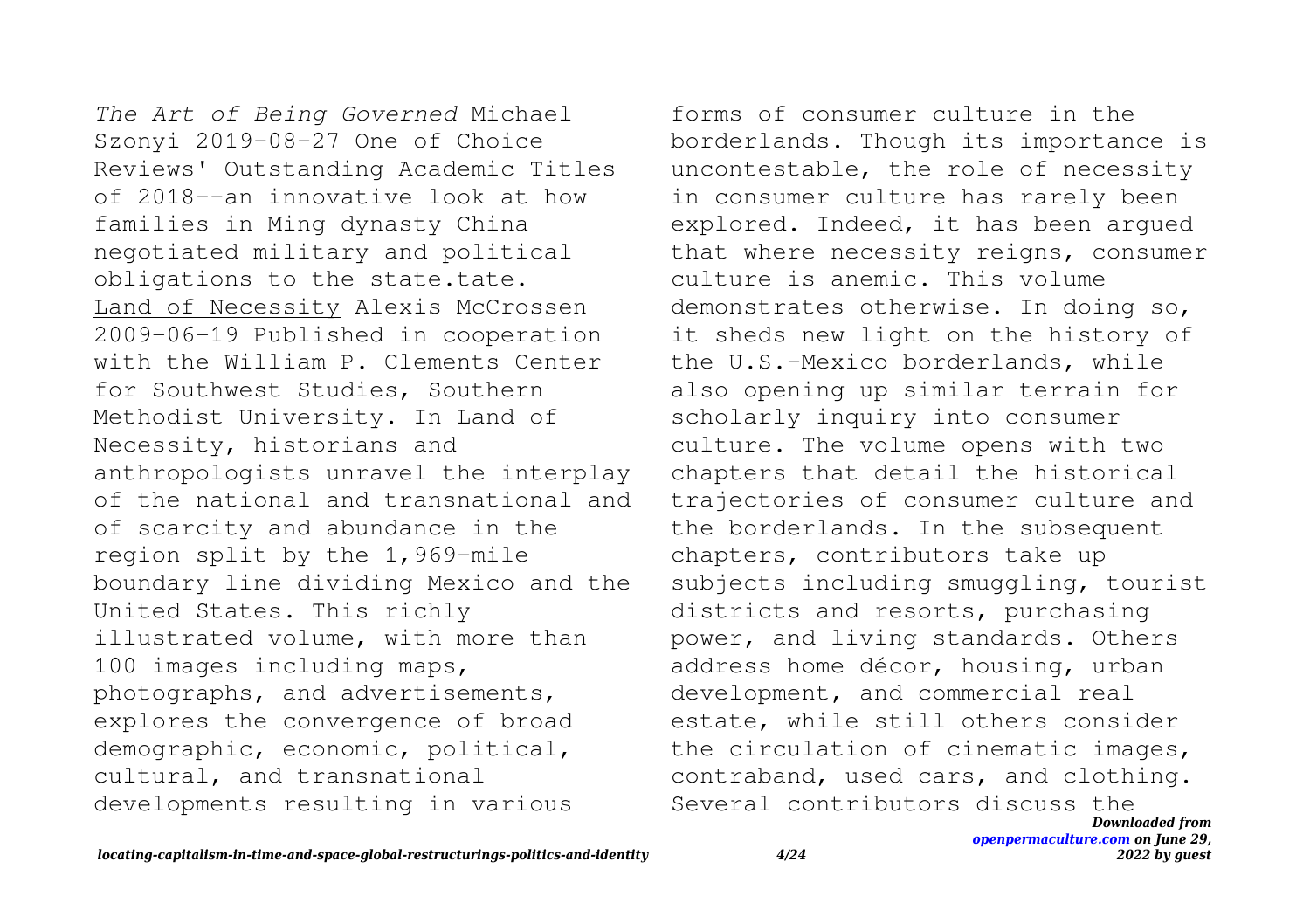*The Art of Being Governed* Michael Szonyi 2019-08-27 One of Choice Reviews' Outstanding Academic Titles of 2018--an innovative look at how families in Ming dynasty China negotiated military and political obligations to the state.tate.

Land of Necessity Alexis McCrossen 2009-06-19 Published in cooperation with the William P. Clements Center for Southwest Studies, Southern Methodist University. In Land of Necessity, historians and anthropologists unravel the interplay of the national and transnational and of scarcity and abundance in the region split by the 1,969-mile boundary line dividing Mexico and the United States. This richly illustrated volume, with more than 100 images including maps, photographs, and advertisements, explores the convergence of broad demographic, economic, political, cultural, and transnational developments resulting in various forms of consumer culture in the borderlands. Though its importance is uncontestable, the role of necessity in consumer culture has rarely been explored. Indeed, it has been argued that where necessity reigns, consumer culture is anemic. This volume demonstrates otherwise. In doing so, it sheds new light on the history of the U.S.-Mexico borderlands, while also opening up similar terrain for scholarly inquiry into consumer culture. The volume opens with two chapters that detail the historical trajectories of consumer culture and the borderlands. In the subsequent chapters, contributors take up subjects including smuggling, tourist districts and resorts, purchasing power, and living standards. Others address home décor, housing, urban development, and commercial real estate, while still others consider the circulation of cinematic images, contraband, used cars, and clothing. Several contributors discuss the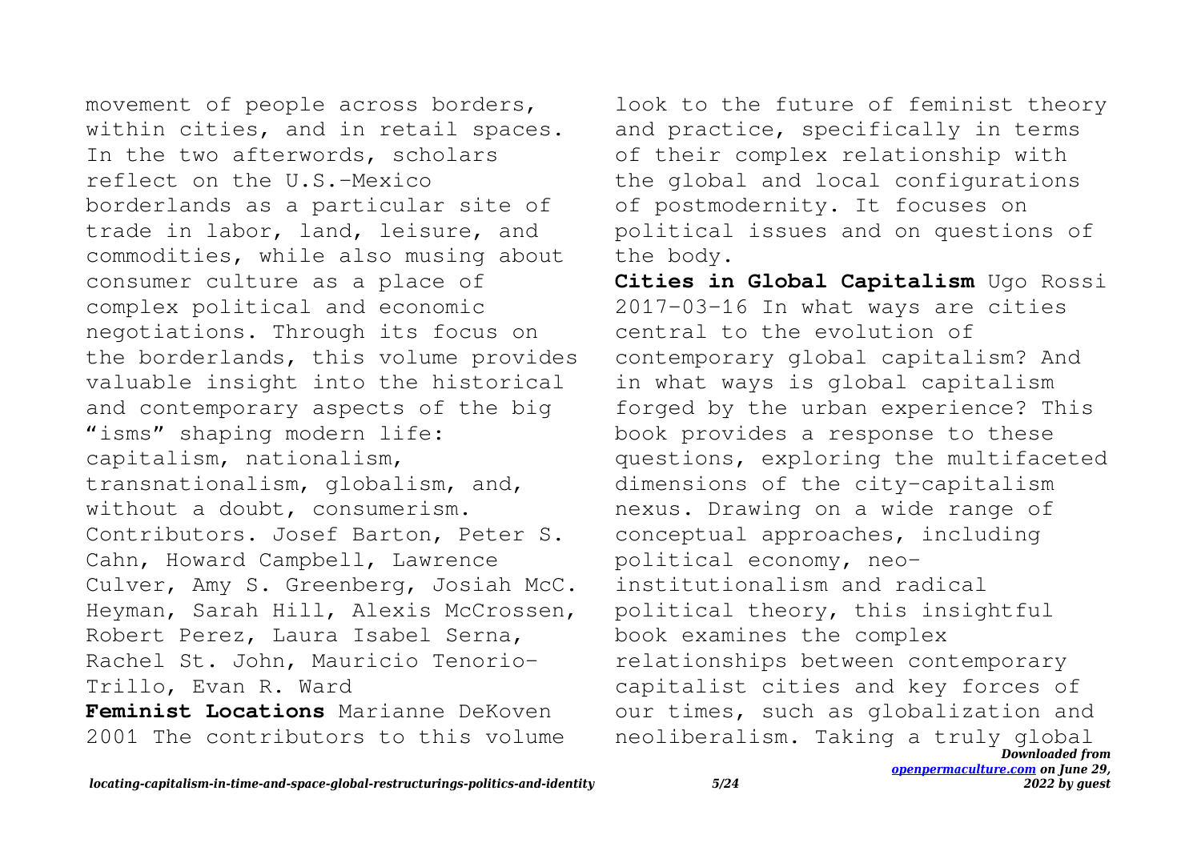movement of people across borders, within cities, and in retail spaces. In the two afterwords, scholars reflect on the U.S.-Mexico borderlands as a particular site of trade in labor, land, leisure, and commodities, while also musing about consumer culture as a place of complex political and economic negotiations. Through its focus on the borderlands, this volume provides valuable insight into the historical and contemporary aspects of the big "isms" shaping modern life: capitalism, nationalism, transnationalism, globalism, and, without a doubt, consumerism. Contributors. Josef Barton, Peter S. Cahn, Howard Campbell, Lawrence Culver, Amy S. Greenberg, Josiah McC. Heyman, Sarah Hill, Alexis McCrossen, Robert Perez, Laura Isabel Serna, Rachel St. John, Mauricio Tenorio-Trillo, Evan R. Ward

**Feminist Locations** Marianne DeKoven 2001 The contributors to this volume look to the future of feminist theory and practice, specifically in terms of their complex relationship with the global and local configurations of postmodernity. It focuses on political issues and on questions of the body.

**Cities in Global Capitalism** Ugo Rossi 2017-03-16 In what ways are cities central to the evolution of contemporary global capitalism? And in what ways is global capitalism forged by the urban experience? This book provides a response to these questions, exploring the multifaceted dimensions of the city-capitalism nexus. Drawing on a wide range of conceptual approaches, including political economy, neo-institutionalism and radical political theory, this insightful book examines the complex relationships between contemporary capitalist cities and key forces of our times, such as globalization and neoliberalism. Taking a truly global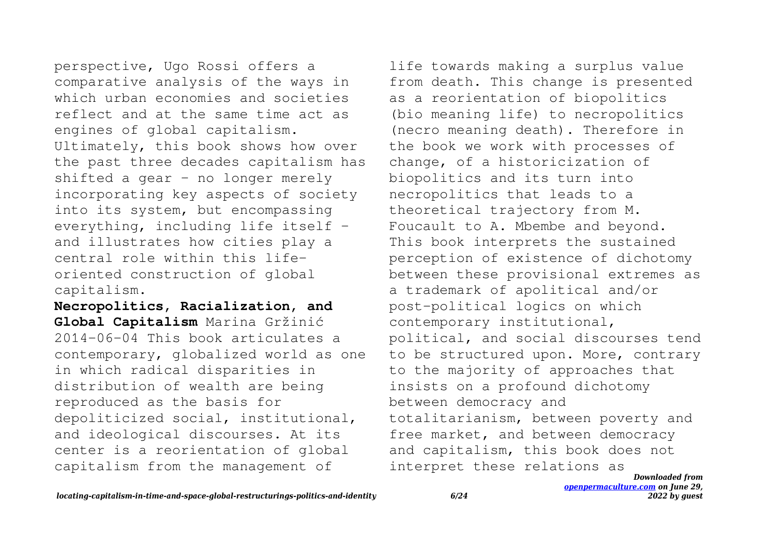perspective, Ugo Rossi offers a comparative analysis of the ways in which urban economies and societies reflect and at the same time act as engines of global capitalism. Ultimately, this book shows how over the past three decades capitalism has shifted a gear - no longer merely incorporating key aspects of society into its system, but encompassing everything, including life itself - and illustrates how cities play a central role within this life-oriented construction of global capitalism.

**Necropolitics, Racialization, and Global Capitalism** Marina Gržinić 2014-06-04 This book articulates a contemporary, globalized world as one in which radical disparities in distribution of wealth are being reproduced as the basis for depoliticized social, institutional, and ideological discourses. At its center is a reorientation of global capitalism from the management of life towards making a surplus value from death. This change is presented as a reorientation of biopolitics (bio meaning life) to necropolitics (necro meaning death). Therefore in the book we work with processes of change, of a historicization of biopolitics and its turn into necropolitics that leads to a theoretical trajectory from M. Foucault to A. Mbembe and beyond. This book interprets the sustained perception of existence of dichotomy between these provisional extremes as a trademark of apolitical and/or post-political logics on which contemporary institutional, political, and social discourses tend to be structured upon. More, contrary to the majority of approaches that insists on a profound dichotomy between democracy and totalitarianism, between poverty and free market, and between democracy and capitalism, this book does not interpret these relations as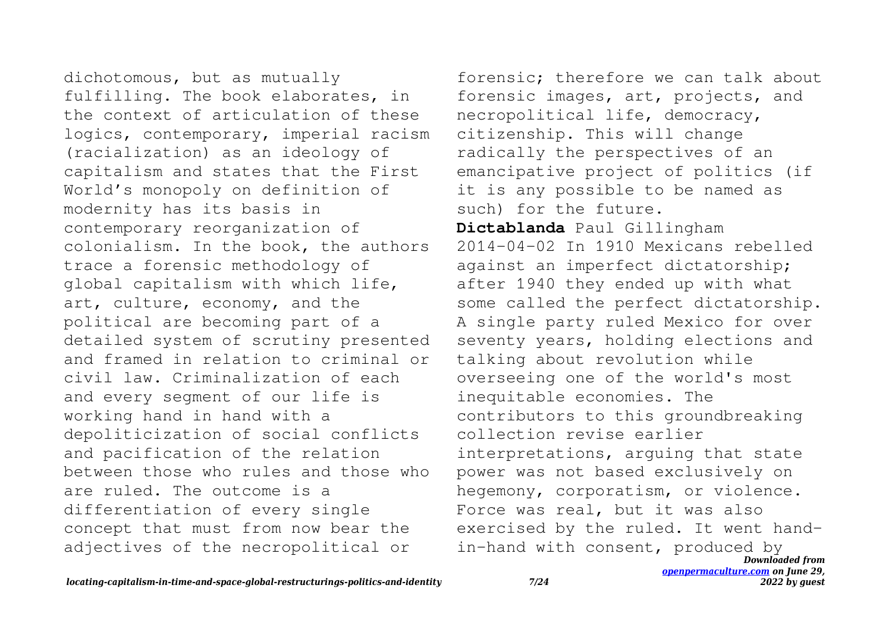dichotomous, but as mutually fulfilling. The book elaborates, in the context of articulation of these logics, contemporary, imperial racism (racialization) as an ideology of capitalism and states that the First World's monopoly on definition of modernity has its basis in contemporary reorganization of colonialism. In the book, the authors trace a forensic methodology of global capitalism with which life, art, culture, economy, and the political are becoming part of a detailed system of scrutiny presented and framed in relation to criminal or civil law. Criminalization of each and every segment of our life is working hand in hand with a depoliticization of social conflicts and pacification of the relation between those who rules and those who are ruled. The outcome is a differentiation of every single concept that must from now bear the adjectives of the necropolitical or forensic; therefore we can talk about forensic images, art, projects, and necropolitical life, democracy, citizenship. This will change radically the perspectives of an emancipative project of politics (if it is any possible to be named as such) for the future.

**Dictablanda** Paul Gillingham 2014-04-02 In 1910 Mexicans rebelled against an imperfect dictatorship; after 1940 they ended up with what some called the perfect dictatorship. A single party ruled Mexico for over seventy years, holding elections and talking about revolution while overseeing one of the world's most inequitable economies. The contributors to this groundbreaking collection revise earlier interpretations, arguing that state power was not based exclusively on hegemony, corporatism, or violence. Force was real, but it was also exercised by the ruled. It went hand-in-hand with consent, produced by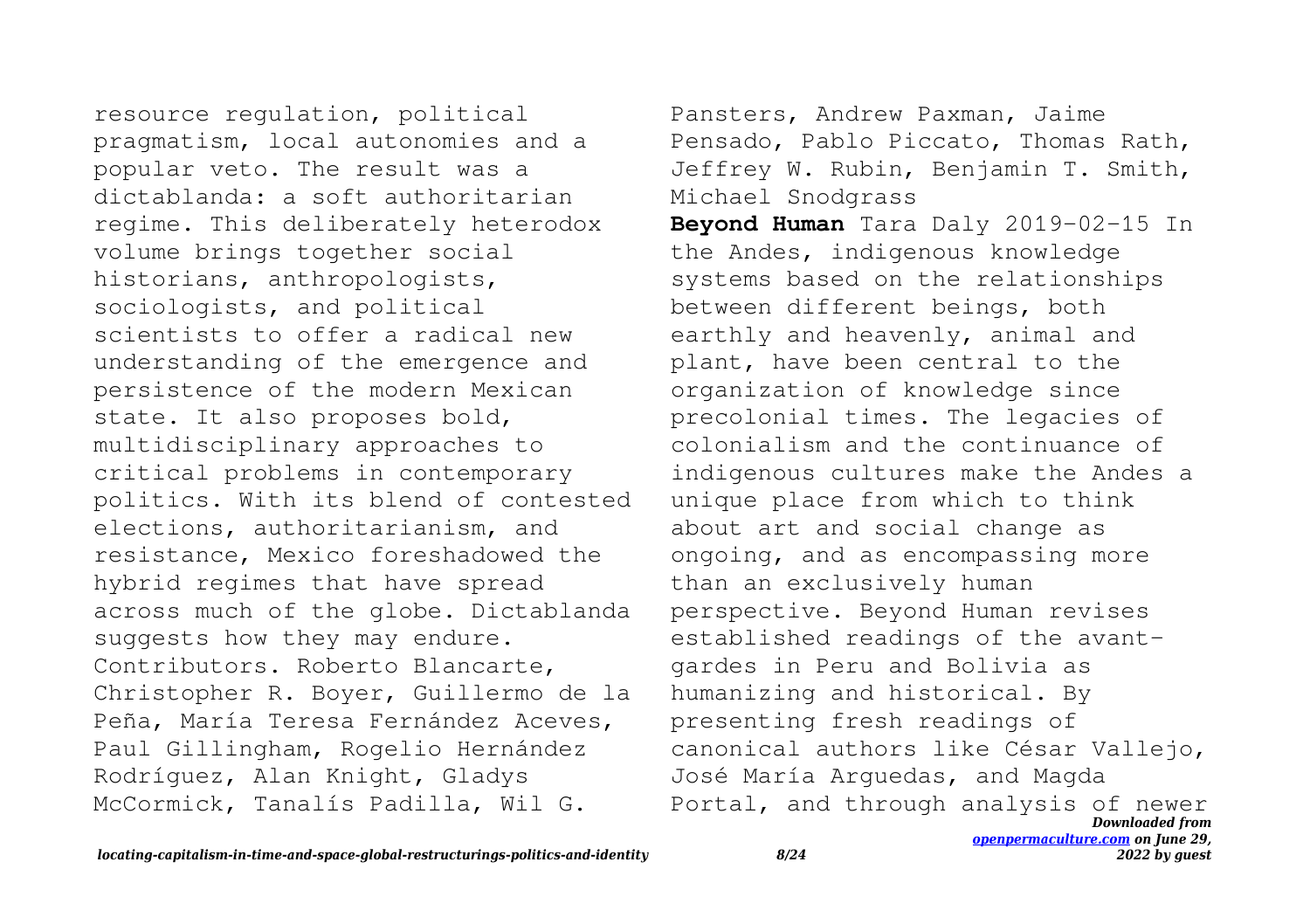resource regulation, political pragmatism, local autonomies and a popular veto. The result was a dictablanda: a soft authoritarian regime. This deliberately heterodox volume brings together social historians, anthropologists, sociologists, and political scientists to offer a radical new understanding of the emergence and persistence of the modern Mexican state. It also proposes bold, multidisciplinary approaches to critical problems in contemporary politics. With its blend of contested elections, authoritarianism, and resistance, Mexico foreshadowed the hybrid regimes that have spread across much of the globe. Dictablanda suggests how they may endure. Contributors. Roberto Blancarte, Christopher R. Boyer, Guillermo de la Peña, María Teresa Fernández Aceves, Paul Gillingham, Rogelio Hernández Rodríguez, Alan Knight, Gladys McCormick, Tanalís Padilla, Wil G. Pansters, Andrew Paxman, Jaime Pensado, Pablo Piccato, Thomas Rath, Jeffrey W. Rubin, Benjamin T. Smith, Michael Snodgrass

**Beyond Human** Tara Daly 2019-02-15 In the Andes, indigenous knowledge systems based on the relationships between different beings, both earthly and heavenly, animal and plant, have been central to the organization of knowledge since precolonial times. The legacies of colonialism and the continuance of indigenous cultures make the Andes a unique place from which to think about art and social change as ongoing, and as encompassing more than an exclusively human perspective. Beyond Human revises established readings of the avant-gardes in Peru and Bolivia as humanizing and historical. By presenting fresh readings of canonical authors like César Vallejo, José María Arguedas, and Magda Portal, and through analysis of newer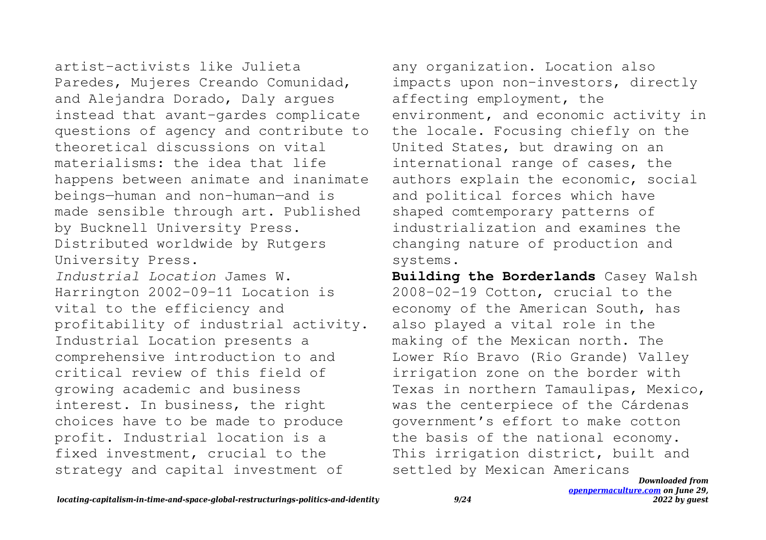artist-activists like Julieta Paredes, Mujeres Creando Comunidad, and Alejandra Dorado, Daly argues instead that avant-gardes complicate questions of agency and contribute to theoretical discussions on vital materialisms: the idea that life happens between animate and inanimate beings—human and non-human—and is made sensible through art. Published by Bucknell University Press. Distributed worldwide by Rutgers University Press.

*Industrial Location* James W. Harrington 2002-09-11 Location is vital to the efficiency and profitability of industrial activity. Industrial Location presents a comprehensive introduction to and critical review of this field of growing academic and business interest. In business, the right choices have to be made to produce profit. Industrial location is a fixed investment, crucial to the strategy and capital investment of any organization. Location also impacts upon non-investors, directly affecting employment, the environment, and economic activity in the locale. Focusing chiefly on the United States, but drawing on an international range of cases, the authors explain the economic, social and political forces which have shaped comtemporary patterns of industrialization and examines the changing nature of production and systems.

**Building the Borderlands** Casey Walsh 2008-02-19 Cotton, crucial to the economy of the American South, has also played a vital role in the making of the Mexican north. The Lower Río Bravo (Rio Grande) Valley irrigation zone on the border with Texas in northern Tamaulipas, Mexico, was the centerpiece of the Cárdenas government's effort to make cotton the basis of the national economy. This irrigation district, built and settled by Mexican Americans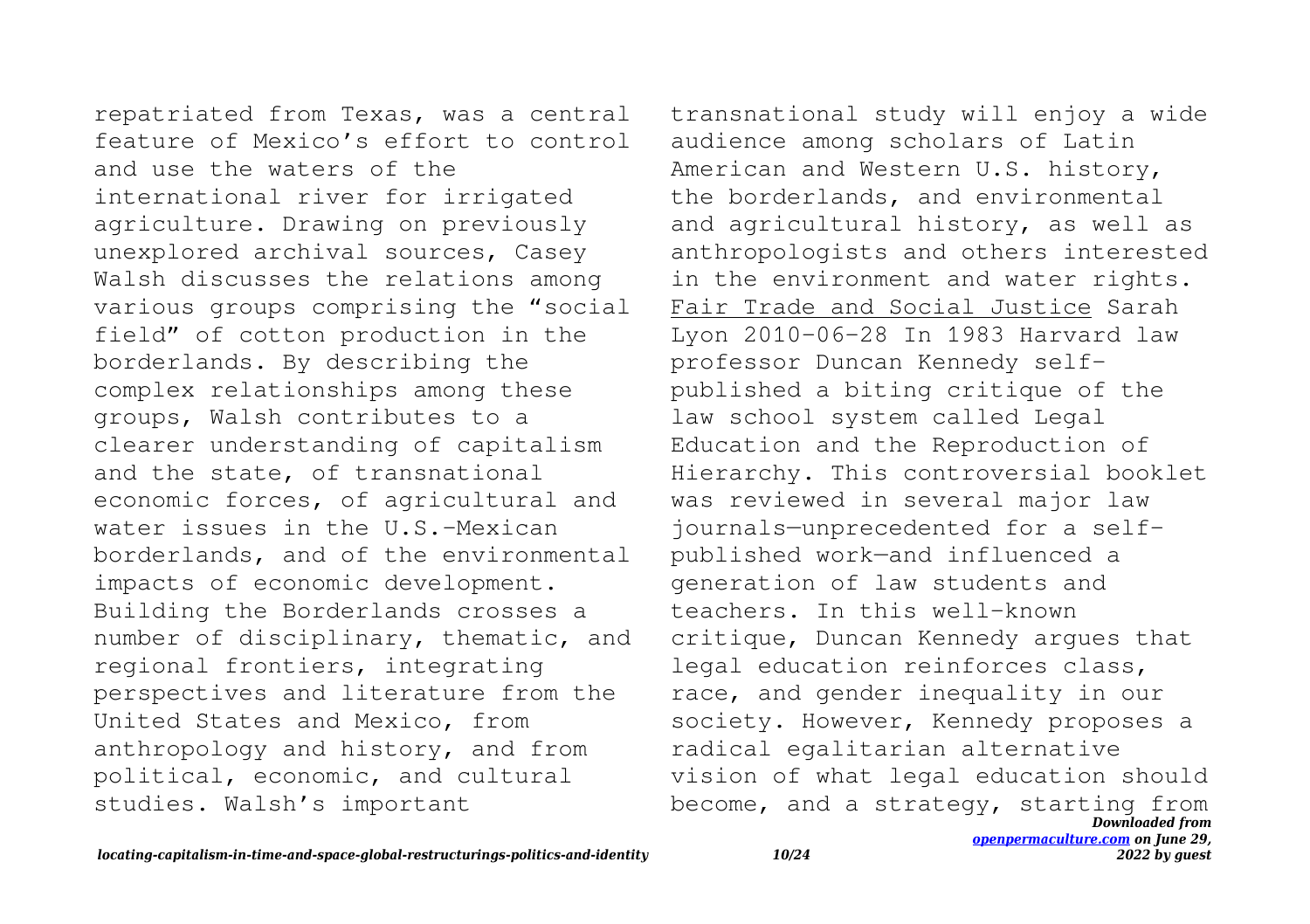repatriated from Texas, was a central feature of Mexico's effort to control and use the waters of the international river for irrigated agriculture. Drawing on previously unexplored archival sources, Casey Walsh discusses the relations among various groups comprising the "social field" of cotton production in the borderlands. By describing the complex relationships among these groups, Walsh contributes to a clearer understanding of capitalism and the state, of transnational economic forces, of agricultural and water issues in the U.S.-Mexican borderlands, and of the environmental impacts of economic development. Building the Borderlands crosses a number of disciplinary, thematic, and regional frontiers, integrating perspectives and literature from the United States and Mexico, from anthropology and history, and from political, economic, and cultural studies. Walsh's important transnational study will enjoy a wide audience among scholars of Latin American and Western U.S. history, the borderlands, and environmental and agricultural history, as well as anthropologists and others interested in the environment and water rights.

Fair Trade and Social Justice Sarah Lyon 2010-06-28 In 1983 Harvard law professor Duncan Kennedy self-published a biting critique of the law school system called Legal Education and the Reproduction of Hierarchy. This controversial booklet was reviewed in several major law journals—unprecedented for a self-published work—and influenced a generation of law students and teachers. In this well-known critique, Duncan Kennedy argues that legal education reinforces class, race, and gender inequality in our society. However, Kennedy proposes a radical egalitarian alternative vision of what legal education should become, and a strategy, starting from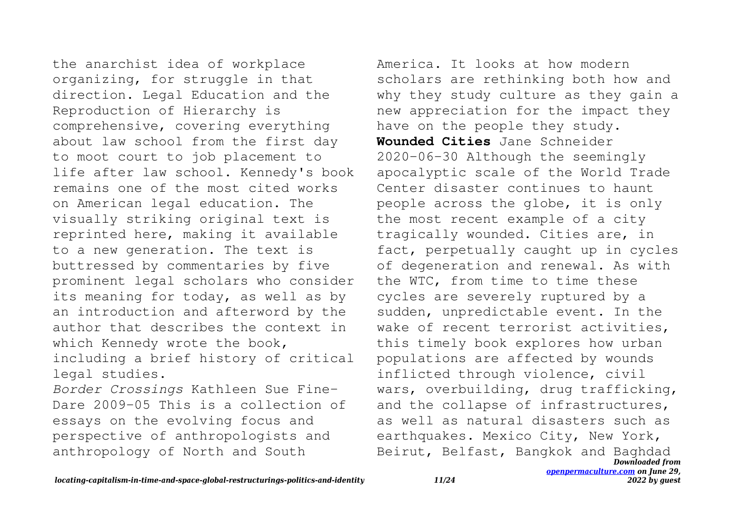the anarchist idea of workplace organizing, for struggle in that direction. Legal Education and the Reproduction of Hierarchy is comprehensive, covering everything about law school from the first day to moot court to job placement to life after law school. Kennedy's book remains one of the most cited works on American legal education. The visually striking original text is reprinted here, making it available to a new generation. The text is buttressed by commentaries by five prominent legal scholars who consider its meaning for today, as well as by an introduction and afterword by the author that describes the context in which Kennedy wrote the book, including a brief history of critical legal studies.

*Border Crossings* Kathleen Sue Fine-Dare 2009-05 This is a collection of essays on the evolving focus and perspective of anthropologists and anthropology of North and South America. It looks at how modern scholars are rethinking both how and why they study culture as they gain a new appreciation for the impact they have on the people they study.

**Wounded Cities** Jane Schneider 2020-06-30 Although the seemingly apocalyptic scale of the World Trade Center disaster continues to haunt people across the globe, it is only the most recent example of a city tragically wounded. Cities are, in fact, perpetually caught up in cycles of degeneration and renewal. As with the WTC, from time to time these cycles are severely ruptured by a sudden, unpredictable event. In the wake of recent terrorist activities, this timely book explores how urban populations are affected by wounds inflicted through violence, civil wars, overbuilding, drug trafficking, and the collapse of infrastructures, as well as natural disasters such as earthquakes. Mexico City, New York, Beirut, Belfast, Bangkok and Baghdad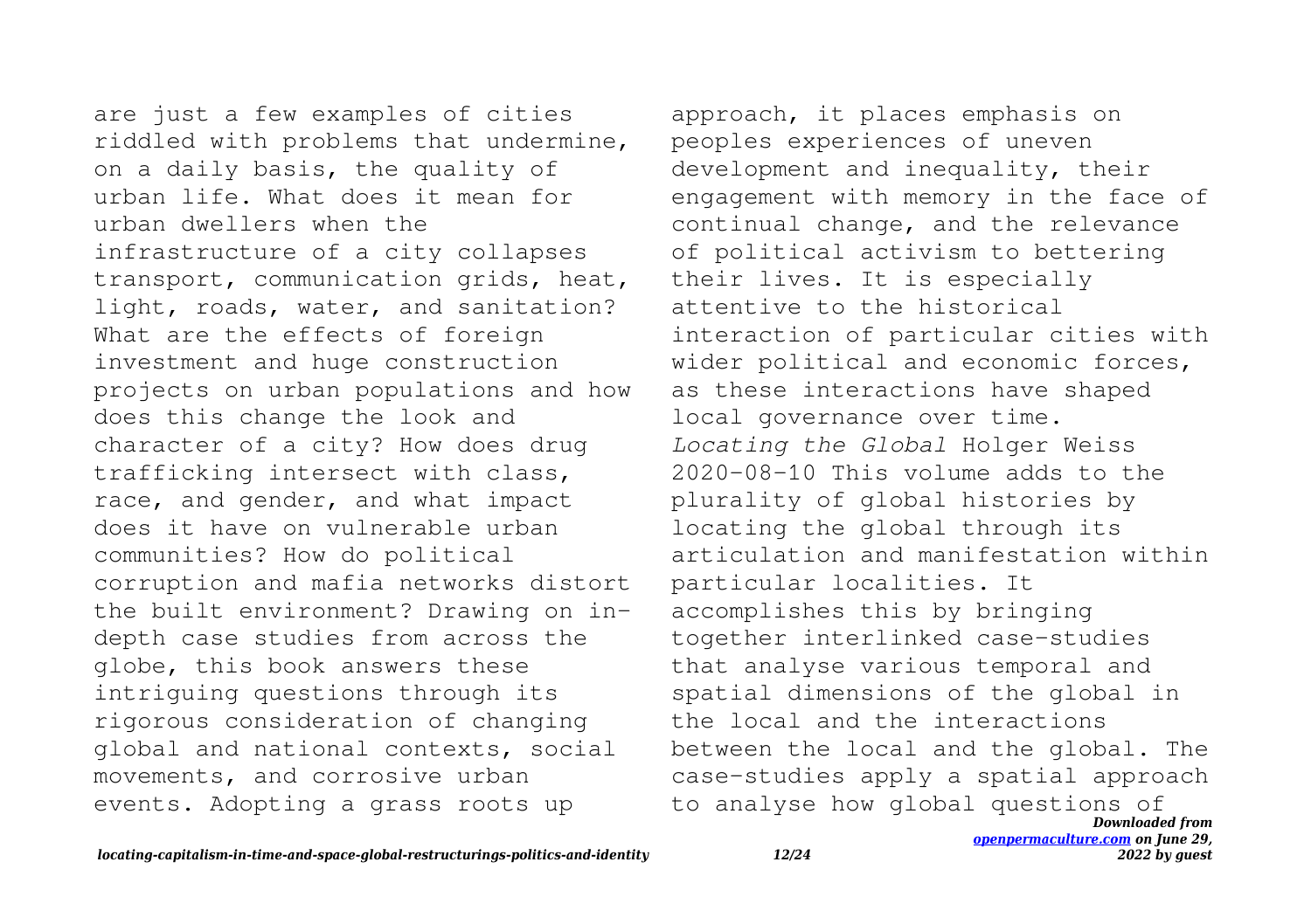are just a few examples of cities riddled with problems that undermine, on a daily basis, the quality of urban life. What does it mean for urban dwellers when the infrastructure of a city collapses transport, communication grids, heat, light, roads, water, and sanitation? What are the effects of foreign investment and huge construction projects on urban populations and how does this change the look and character of a city? How does drug trafficking intersect with class, race, and gender, and what impact does it have on vulnerable urban communities? How do political corruption and mafia networks distort the built environment? Drawing on in-depth case studies from across the globe, this book answers these intriguing questions through its rigorous consideration of changing global and national contexts, social movements, and corrosive urban events. Adopting a grass roots up approach, it places emphasis on peoples experiences of uneven development and inequality, their engagement with memory in the face of continual change, and the relevance of political activism to bettering their lives. It is especially attentive to the historical interaction of particular cities with wider political and economic forces, as these interactions have shaped local governance over time.

*Locating the Global* Holger Weiss 2020-08-10 This volume adds to the plurality of global histories by locating the global through its articulation and manifestation within particular localities. It accomplishes this by bringing together interlinked case-studies that analyse various temporal and spatial dimensions of the global in the local and the interactions between the local and the global. The case-studies apply a spatial approach to analyse how global questions of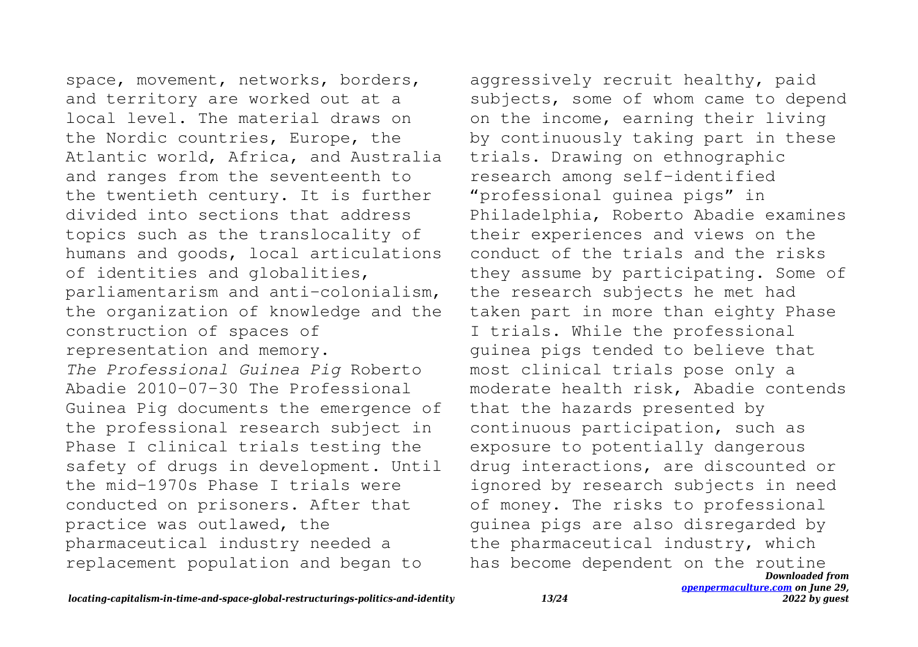space, movement, networks, borders, and territory are worked out at a local level. The material draws on the Nordic countries, Europe, the Atlantic world, Africa, and Australia and ranges from the seventeenth to the twentieth century. It is further divided into sections that address topics such as the translocality of humans and goods, local articulations of identities and globalities, parliamentarism and anti-colonialism, the organization of knowledge and the construction of spaces of representation and memory.

*The Professional Guinea Pig* Roberto Abadie 2010-07-30 The Professional Guinea Pig documents the emergence of the professional research subject in Phase I clinical trials testing the safety of drugs in development. Until the mid-1970s Phase I trials were conducted on prisoners. After that practice was outlawed, the pharmaceutical industry needed a replacement population and began to aggressively recruit healthy, paid subjects, some of whom came to depend on the income, earning their living by continuously taking part in these trials. Drawing on ethnographic research among self-identified "professional guinea pigs" in Philadelphia, Roberto Abadie examines their experiences and views on the conduct of the trials and the risks they assume by participating. Some of the research subjects he met had taken part in more than eighty Phase I trials. While the professional guinea pigs tended to believe that most clinical trials pose only a moderate health risk, Abadie contends that the hazards presented by continuous participation, such as exposure to potentially dangerous drug interactions, are discounted or ignored by research subjects in need of money. The risks to professional guinea pigs are also disregarded by the pharmaceutical industry, which has become dependent on the routine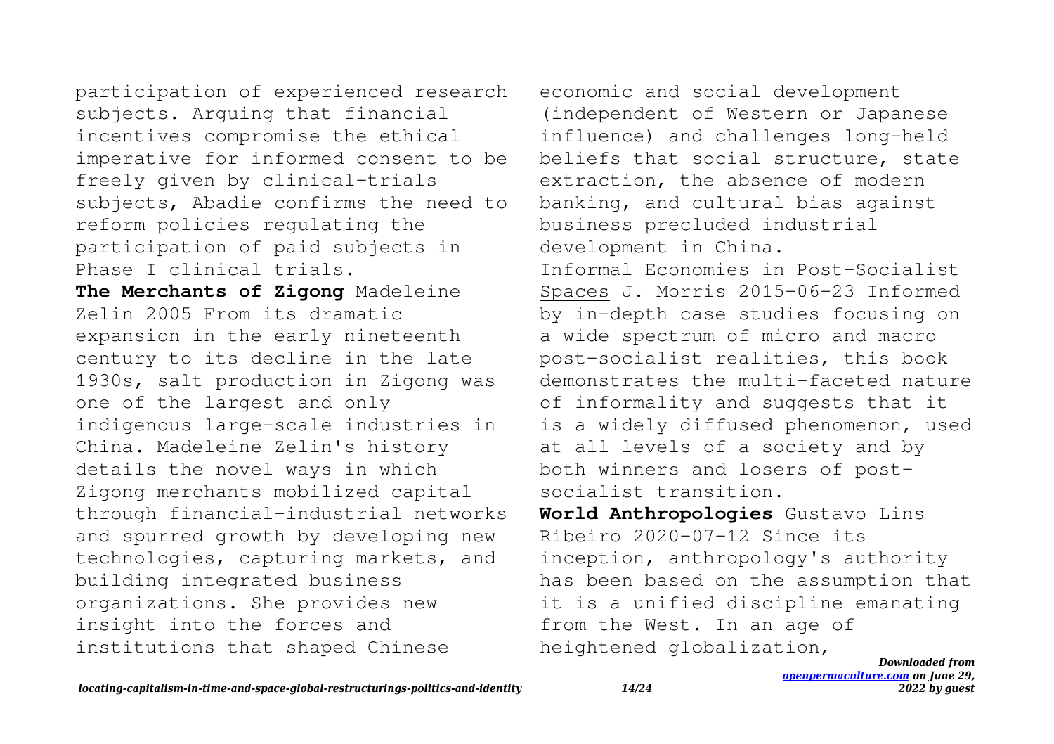participation of experienced research subjects. Arguing that financial incentives compromise the ethical imperative for informed consent to be freely given by clinical-trials subjects, Abadie confirms the need to reform policies regulating the participation of paid subjects in Phase I clinical trials.

**The Merchants of Zigong** Madeleine Zelin 2005 From its dramatic expansion in the early nineteenth century to its decline in the late 1930s, salt production in Zigong was one of the largest and only indigenous large-scale industries in China. Madeleine Zelin's history details the novel ways in which Zigong merchants mobilized capital through financial-industrial networks and spurred growth by developing new technologies, capturing markets, and building integrated business organizations. She provides new insight into the forces and institutions that shaped Chinese economic and social development (independent of Western or Japanese influence) and challenges long-held beliefs that social structure, state extraction, the absence of modern banking, and cultural bias against business precluded industrial development in China.

Informal Economies in Post-Socialist Spaces J. Morris 2015-06-23 Informed by in-depth case studies focusing on a wide spectrum of micro and macro post-socialist realities, this book demonstrates the multi-faceted nature of informality and suggests that it is a widely diffused phenomenon, used at all levels of a society and by both winners and losers of post-socialist transition.

**World Anthropologies** Gustavo Lins Ribeiro 2020-07-12 Since its inception, anthropology's authority has been based on the assumption that it is a unified discipline emanating from the West. In an age of heightened globalization,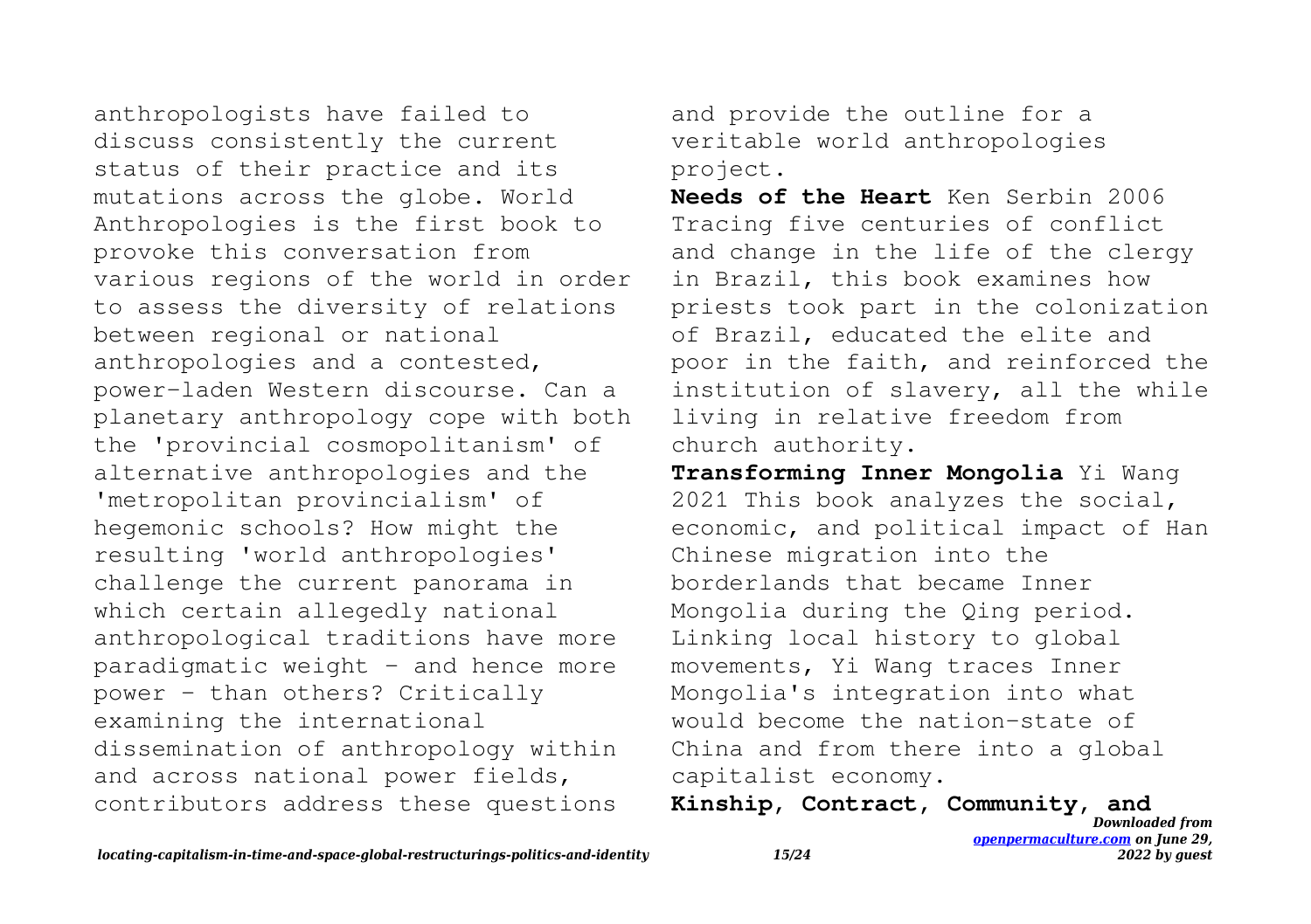anthropologists have failed to discuss consistently the current status of their practice and its mutations across the globe. World Anthropologies is the first book to provoke this conversation from various regions of the world in order to assess the diversity of relations between regional or national anthropologies and a contested, power-laden Western discourse. Can a planetary anthropology cope with both the 'provincial cosmopolitanism' of alternative anthropologies and the 'metropolitan provincialism' of hegemonic schools? How might the resulting 'world anthropologies' challenge the current panorama in which certain allegedly national anthropological traditions have more paradigmatic weight - and hence more power - than others? Critically examining the international dissemination of anthropology within and across national power fields, contributors address these questions and provide the outline for a veritable world anthropologies project.

**Needs of the Heart** Ken Serbin 2006 Tracing five centuries of conflict and change in the life of the clergy in Brazil, this book examines how priests took part in the colonization of Brazil, educated the elite and poor in the faith, and reinforced the institution of slavery, all the while living in relative freedom from church authority.

**Transforming Inner Mongolia** Yi Wang 2021 This book analyzes the social, economic, and political impact of Han Chinese migration into the borderlands that became Inner Mongolia during the Qing period. Linking local history to global movements, Yi Wang traces Inner Mongolia's integration into what would become the nation-state of China and from there into a global capitalist economy.

**Kinship, Contract, Community, and**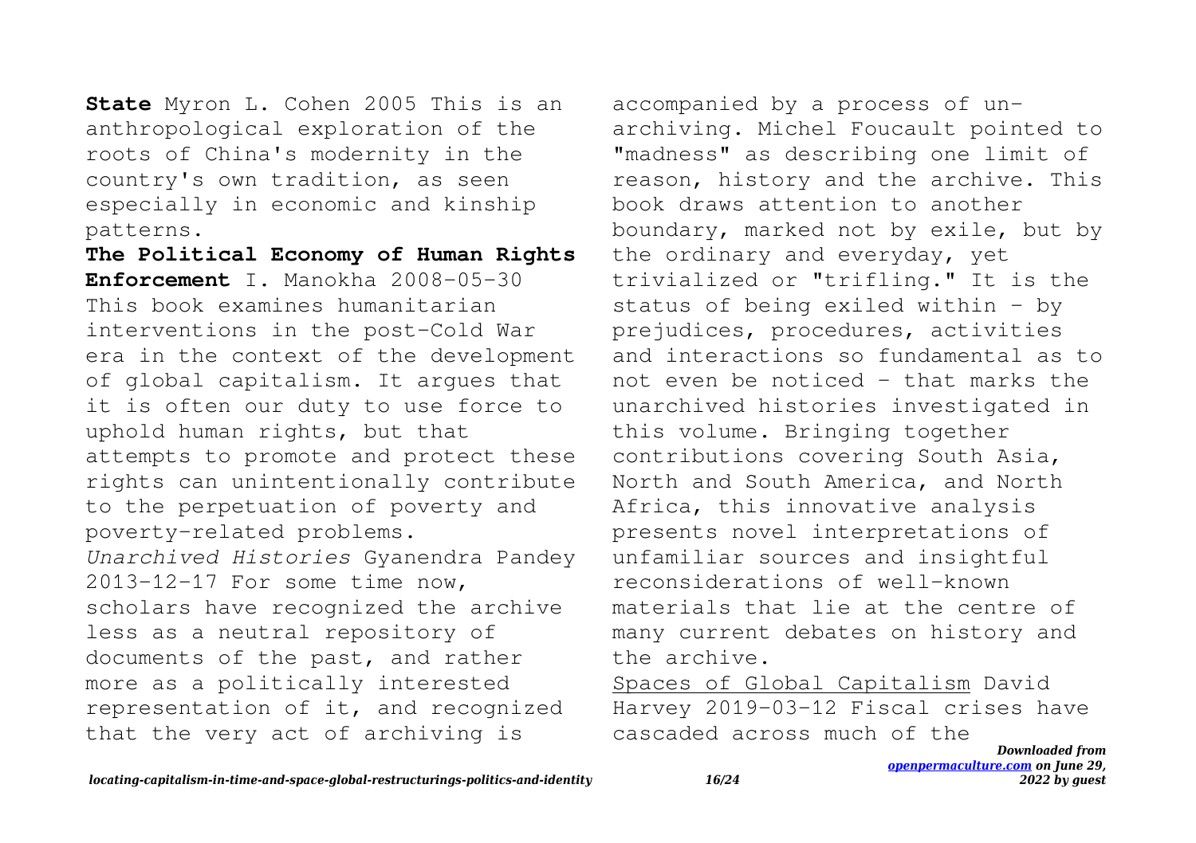**State** Myron L. Cohen 2005 This is an anthropological exploration of the roots of China's modernity in the country's own tradition, as seen especially in economic and kinship patterns.

**The Political Economy of Human Rights Enforcement** I. Manokha 2008-05-30 This book examines humanitarian interventions in the post-Cold War era in the context of the development of global capitalism. It argues that it is often our duty to use force to uphold human rights, but that attempts to promote and protect these rights can unintentionally contribute to the perpetuation of poverty and poverty-related problems.

*Unarchived Histories* Gyanendra Pandey 2013-12-17 For some time now, scholars have recognized the archive less as a neutral repository of documents of the past, and rather more as a politically interested representation of it, and recognized that the very act of archiving is accompanied by a process of un-archiving. Michel Foucault pointed to "madness" as describing one limit of reason, history and the archive. This book draws attention to another boundary, marked not by exile, but by the ordinary and everyday, yet trivialized or "trifling." It is the status of being exiled within - by prejudices, procedures, activities and interactions so fundamental as to not even be noticed - that marks the unarchived histories investigated in this volume. Bringing together contributions covering South Asia, North and South America, and North Africa, this innovative analysis presents novel interpretations of unfamiliar sources and insightful reconsiderations of well-known materials that lie at the centre of many current debates on history and the archive.

Spaces of Global Capitalism David Harvey 2019-03-12 Fiscal crises have cascaded across much of the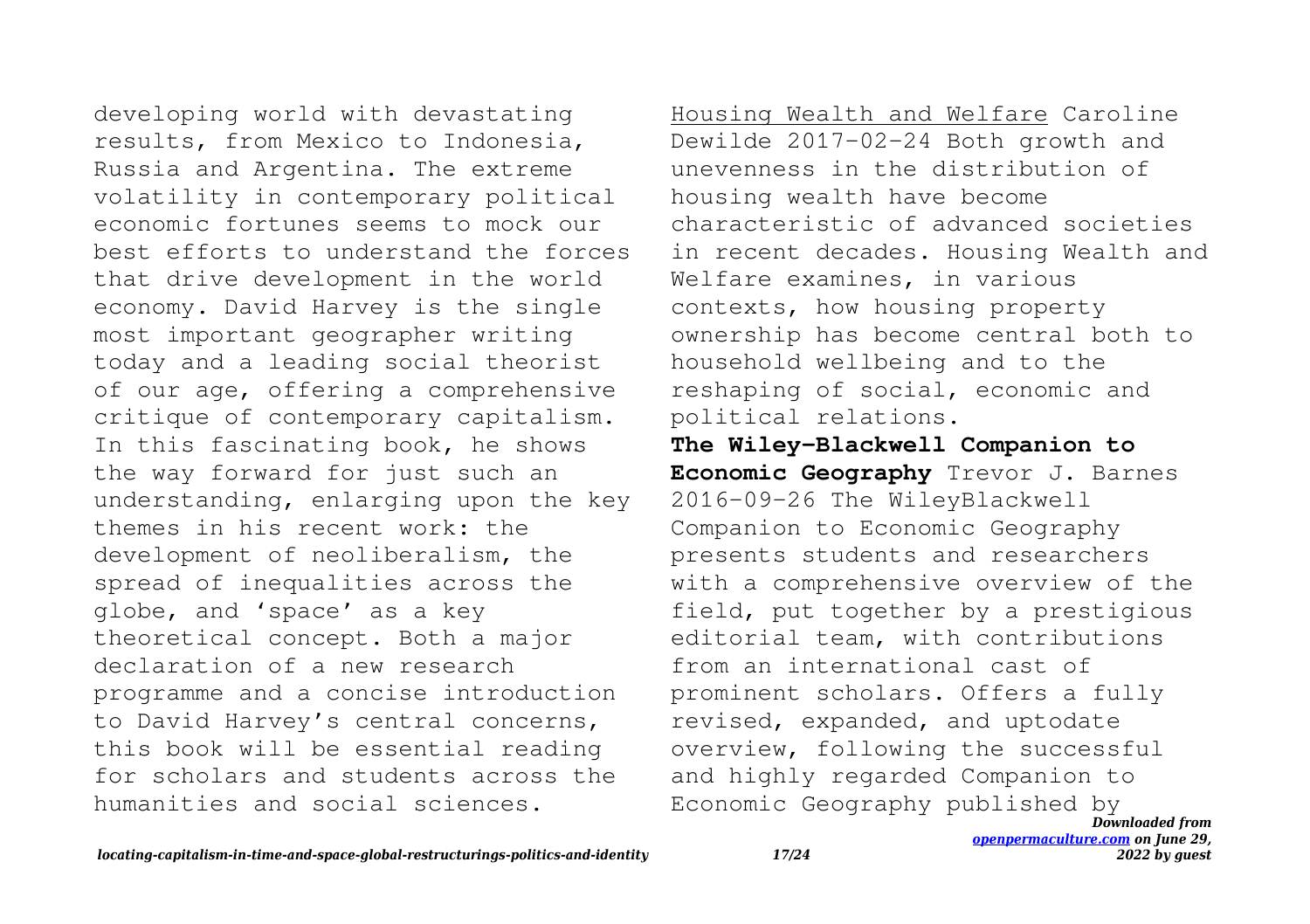developing world with devastating results, from Mexico to Indonesia, Russia and Argentina. The extreme volatility in contemporary political economic fortunes seems to mock our best efforts to understand the forces that drive development in the world economy. David Harvey is the single most important geographer writing today and a leading social theorist of our age, offering a comprehensive critique of contemporary capitalism. In this fascinating book, he shows the way forward for just such an understanding, enlarging upon the key themes in his recent work: the development of neoliberalism, the spread of inequalities across the globe, and 'space' as a key theoretical concept. Both a major declaration of a new research programme and a concise introduction to David Harvey's central concerns, this book will be essential reading for scholars and students across the humanities and social sciences.

Housing Wealth and Welfare Caroline Dewilde 2017-02-24 Both growth and unevenness in the distribution of housing wealth have become characteristic of advanced societies in recent decades. Housing Wealth and Welfare examines, in various contexts, how housing property ownership has become central both to household wellbeing and to the reshaping of social, economic and political relations.

**The Wiley-Blackwell Companion to Economic Geography** Trevor J. Barnes 2016-09-26 The WileyBlackwell Companion to Economic Geography presents students and researchers with a comprehensive overview of the field, put together by a prestigious editorial team, with contributions from an international cast of prominent scholars. Offers a fully revised, expanded, and uptodate overview, following the successful and highly regarded Companion to Economic Geography published by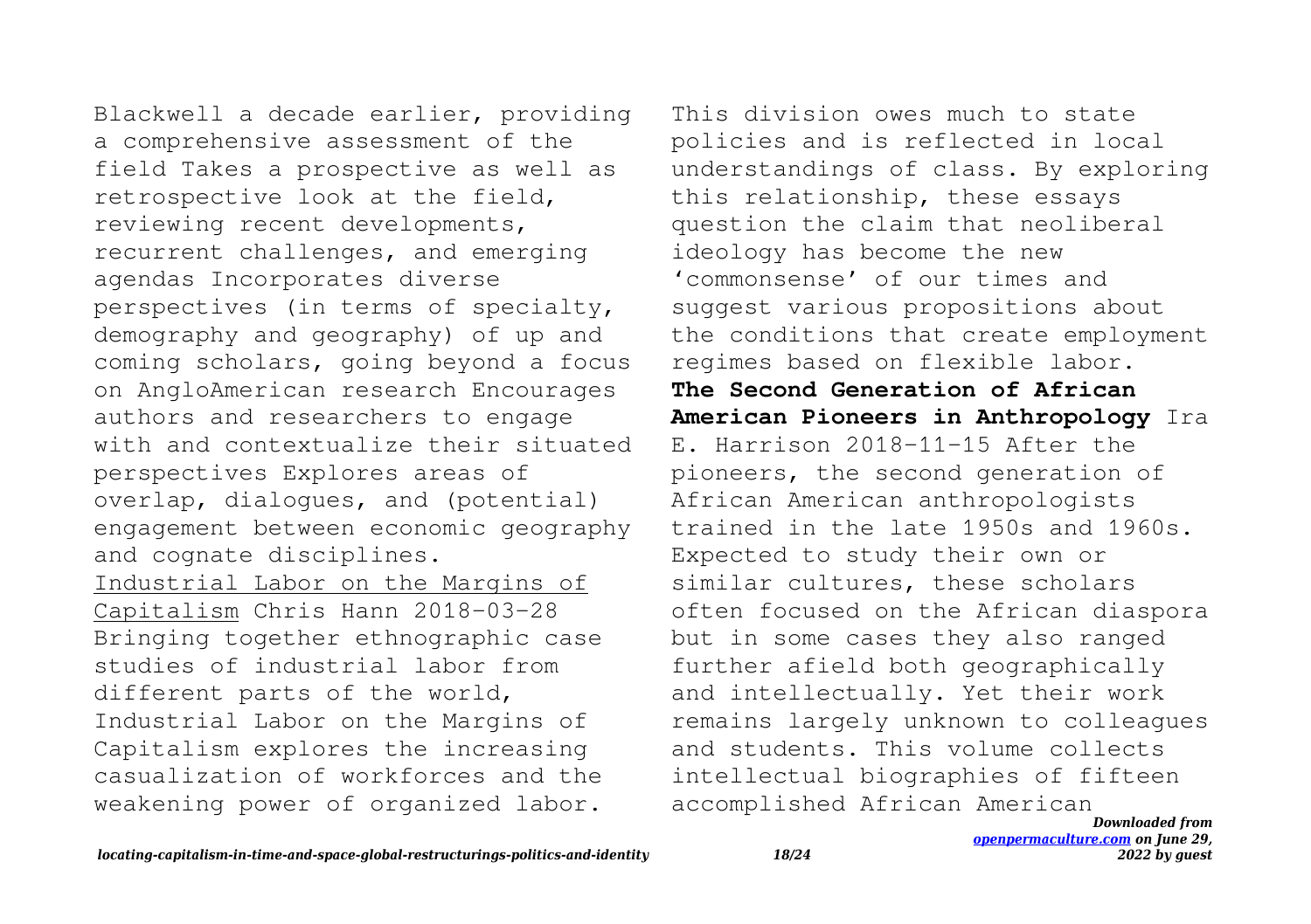Blackwell a decade earlier, providing a comprehensive assessment of the field Takes a prospective as well as retrospective look at the field, reviewing recent developments, recurrent challenges, and emerging agendas Incorporates diverse perspectives (in terms of specialty, demography and geography) of up and coming scholars, going beyond a focus on AngloAmerican research Encourages authors and researchers to engage with and contextualize their situated perspectives Explores areas of overlap, dialogues, and (potential) engagement between economic geography and cognate disciplines.

Industrial Labor on the Margins of Capitalism Chris Hann 2018-03-28 Bringing together ethnographic case studies of industrial labor from different parts of the world, Industrial Labor on the Margins of Capitalism explores the increasing casualization of workforces and the weakening power of organized labor. This division owes much to state policies and is reflected in local understandings of class. By exploring this relationship, these essays question the claim that neoliberal ideology has become the new 'commonsense' of our times and suggest various propositions about the conditions that create employment regimes based on flexible labor.

**The Second Generation of African American Pioneers in Anthropology** Ira E. Harrison 2018-11-15 After the pioneers, the second generation of African American anthropologists trained in the late 1950s and 1960s. Expected to study their own or similar cultures, these scholars often focused on the African diaspora but in some cases they also ranged further afield both geographically and intellectually. Yet their work remains largely unknown to colleagues and students. This volume collects intellectual biographies of fifteen accomplished African American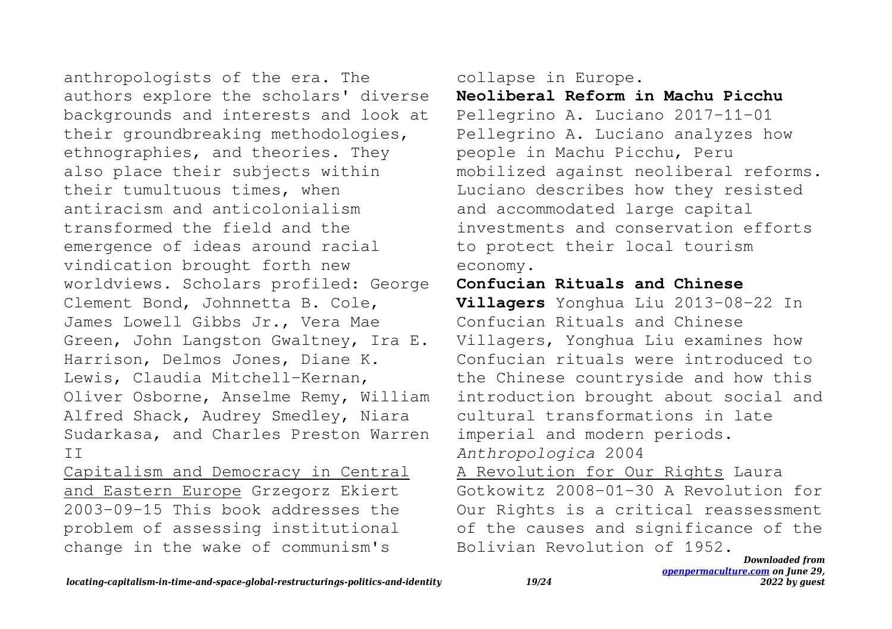anthropologists of the era. The authors explore the scholars' diverse backgrounds and interests and look at their groundbreaking methodologies, ethnographies, and theories. They also place their subjects within their tumultuous times, when antiracism and anticolonialism transformed the field and the emergence of ideas around racial vindication brought forth new worldviews. Scholars profiled: George Clement Bond, Johnnetta B. Cole, James Lowell Gibbs Jr., Vera Mae Green, John Langston Gwaltney, Ira E. Harrison, Delmos Jones, Diane K. Lewis, Claudia Mitchell-Kernan, Oliver Osborne, Anselme Remy, William Alfred Shack, Audrey Smedley, Niara Sudarkasa, and Charles Preston Warren II

Capitalism and Democracy in Central and Eastern Europe Grzegorz Ekiert 2003-09-15 This book addresses the problem of assessing institutional change in the wake of communism's collapse in Europe.

**Neoliberal Reform in Machu Picchu** Pellegrino A. Luciano 2017-11-01 Pellegrino A. Luciano analyzes how people in Machu Picchu, Peru mobilized against neoliberal reforms. Luciano describes how they resisted and accommodated large capital investments and conservation efforts to protect their local tourism economy.

**Confucian Rituals and Chinese Villagers** Yonghua Liu 2013-08-22 In Confucian Rituals and Chinese Villagers, Yonghua Liu examines how Confucian rituals were introduced to the Chinese countryside and how this introduction brought about social and cultural transformations in late imperial and modern periods.

*Anthropologica* 2004

A Revolution for Our Rights Laura Gotkowitz 2008-01-30 A Revolution for Our Rights is a critical reassessment of the causes and significance of the Bolivian Revolution of 1952.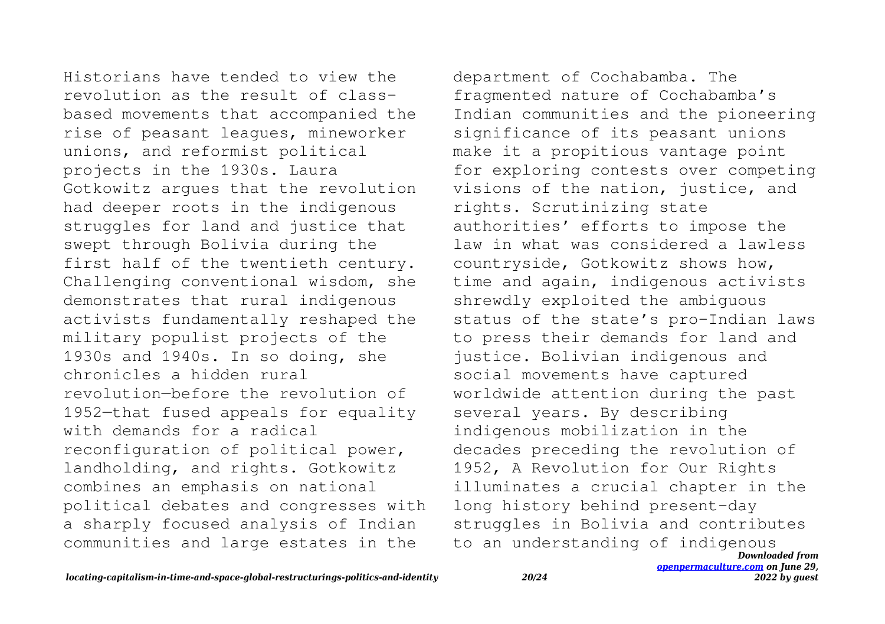Historians have tended to view the revolution as the result of class-based movements that accompanied the rise of peasant leagues, mineworker unions, and reformist political projects in the 1930s. Laura Gotkowitz argues that the revolution had deeper roots in the indigenous struggles for land and justice that swept through Bolivia during the first half of the twentieth century. Challenging conventional wisdom, she demonstrates that rural indigenous activists fundamentally reshaped the military populist projects of the 1930s and 1940s. In so doing, she chronicles a hidden rural revolution—before the revolution of 1952—that fused appeals for equality with demands for a radical reconfiguration of political power, landholding, and rights. Gotkowitz combines an emphasis on national political debates and congresses with a sharply focused analysis of Indian communities and large estates in the department of Cochabamba. The fragmented nature of Cochabamba's Indian communities and the pioneering significance of its peasant unions make it a propitious vantage point for exploring contests over competing visions of the nation, justice, and rights. Scrutinizing state authorities' efforts to impose the law in what was considered a lawless countryside, Gotkowitz shows how, time and again, indigenous activists shrewdly exploited the ambiguous status of the state's pro-Indian laws to press their demands for land and justice. Bolivian indigenous and social movements have captured worldwide attention during the past several years. By describing indigenous mobilization in the decades preceding the revolution of 1952, A Revolution for Our Rights illuminates a crucial chapter in the long history behind present-day struggles in Bolivia and contributes to an understanding of indigenous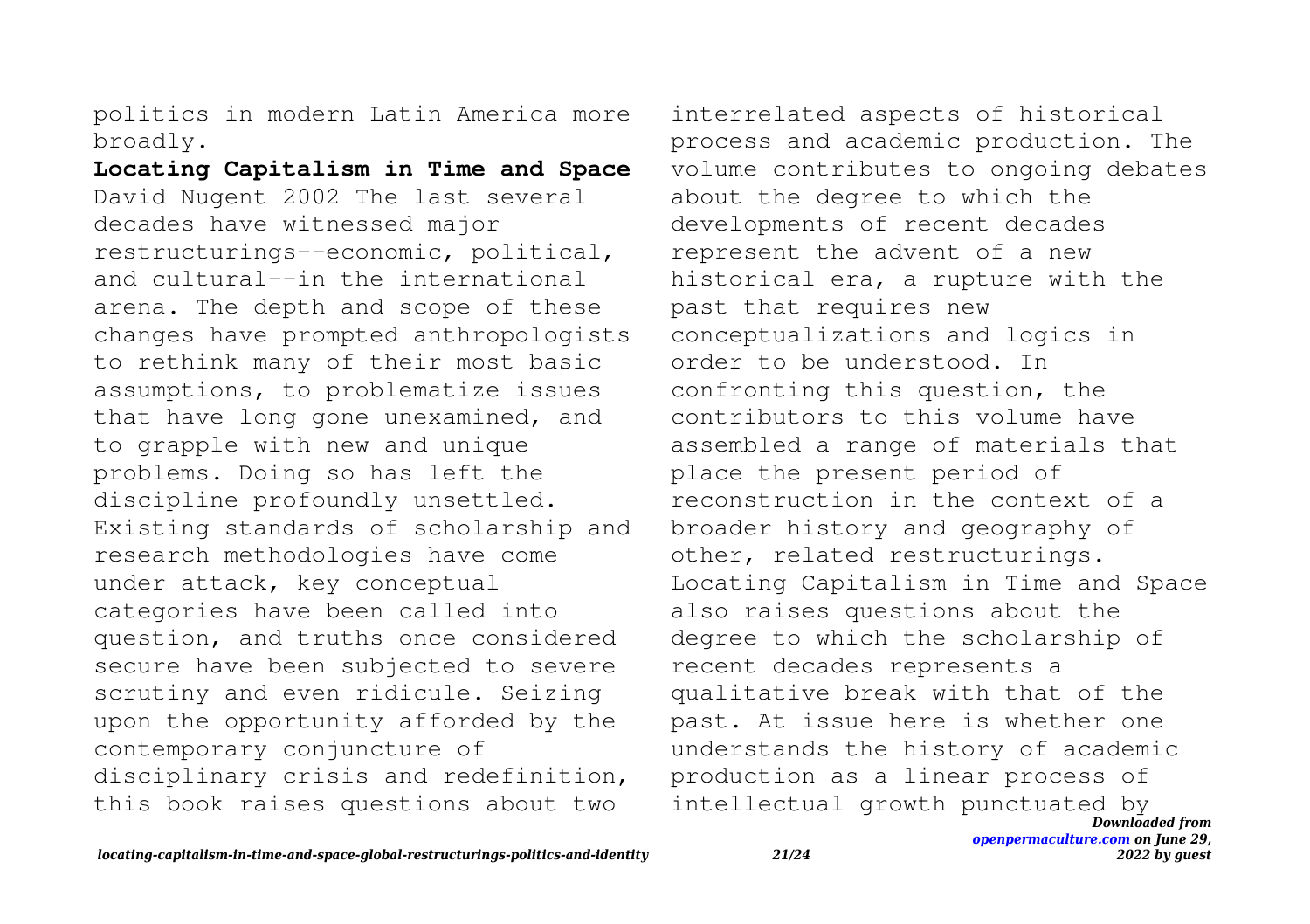politics in modern Latin America more broadly.

**Locating Capitalism in Time and Space**

David Nugent 2002 The last several decades have witnessed major restructurings--economic, political, and cultural--in the international arena. The depth and scope of these changes have prompted anthropologists to rethink many of their most basic assumptions, to problematize issues that have long gone unexamined, and to grapple with new and unique problems. Doing so has left the discipline profoundly unsettled. Existing standards of scholarship and research methodologies have come under attack, key conceptual categories have been called into question, and truths once considered secure have been subjected to severe scrutiny and even ridicule. Seizing upon the opportunity afforded by the contemporary conjuncture of disciplinary crisis and redefinition, this book raises questions about two interrelated aspects of historical process and academic production. The volume contributes to ongoing debates about the degree to which the developments of recent decades represent the advent of a new historical era, a rupture with the past that requires new conceptualizations and logics in order to be understood. In confronting this question, the contributors to this volume have assembled a range of materials that place the present period of reconstruction in the context of a broader history and geography of other, related restructurings. Locating Capitalism in Time and Space also raises questions about the degree to which the scholarship of recent decades represents a qualitative break with that of the past. At issue here is whether one understands the history of academic production as a linear process of intellectual growth punctuated by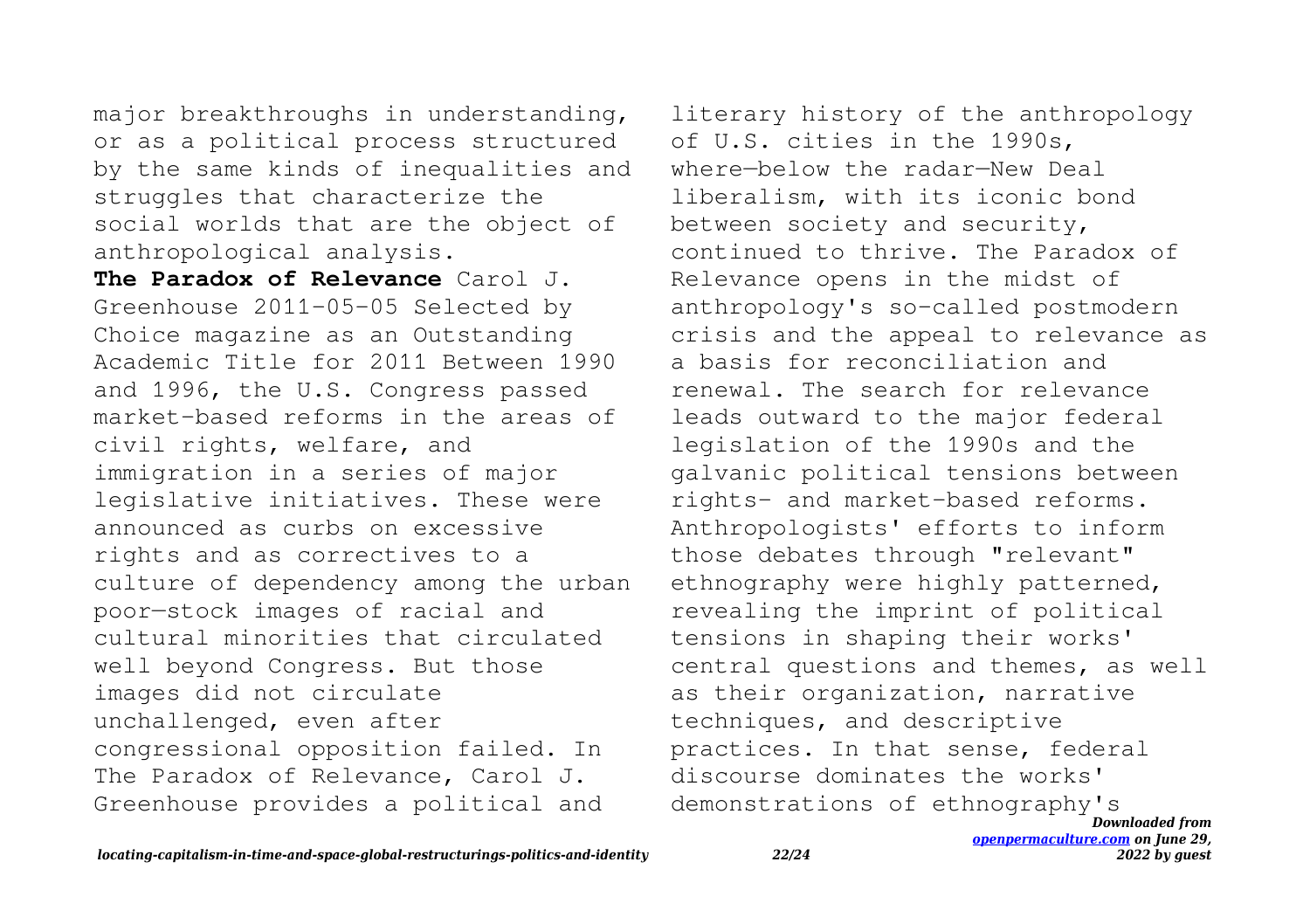major breakthroughs in understanding, or as a political process structured by the same kinds of inequalities and struggles that characterize the social worlds that are the object of anthropological analysis.

**The Paradox of Relevance** Carol J. Greenhouse 2011-05-05 Selected by Choice magazine as an Outstanding Academic Title for 2011 Between 1990 and 1996, the U.S. Congress passed market-based reforms in the areas of civil rights, welfare, and immigration in a series of major legislative initiatives. These were announced as curbs on excessive rights and as correctives to a culture of dependency among the urban poor—stock images of racial and cultural minorities that circulated well beyond Congress. But those images did not circulate unchallenged, even after congressional opposition failed. In The Paradox of Relevance, Carol J. Greenhouse provides a political and literary history of the anthropology of U.S. cities in the 1990s, where—below the radar—New Deal liberalism, with its iconic bond between society and security, continued to thrive. The Paradox of Relevance opens in the midst of anthropology's so-called postmodern crisis and the appeal to relevance as a basis for reconciliation and renewal. The search for relevance leads outward to the major federal legislation of the 1990s and the galvanic political tensions between rights- and market-based reforms. Anthropologists' efforts to inform those debates through "relevant" ethnography were highly patterned, revealing the imprint of political tensions in shaping their works' central questions and themes, as well as their organization, narrative techniques, and descriptive practices. In that sense, federal discourse dominates the works' demonstrations of ethnography's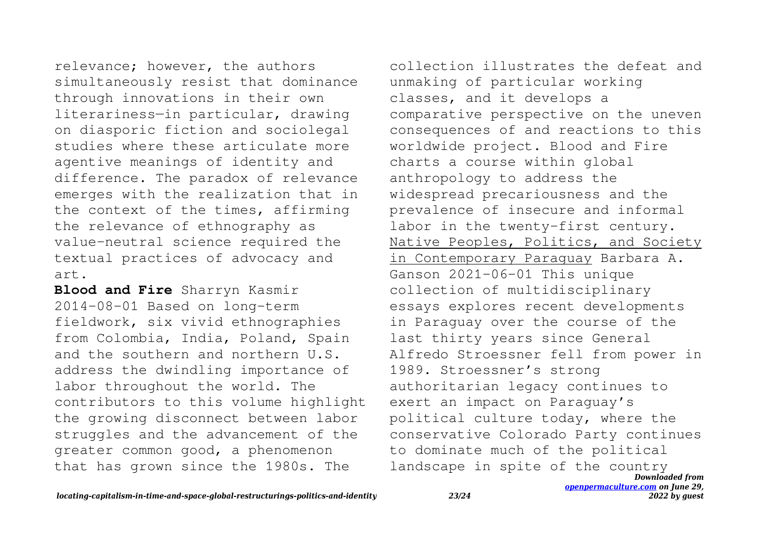relevance; however, the authors simultaneously resist that dominance through innovations in their own literariness—in particular, drawing on diasporic fiction and sociolegal studies where these articulate more agentive meanings of identity and difference. The paradox of relevance emerges with the realization that in the context of the times, affirming the relevance of ethnography as value-neutral science required the textual practices of advocacy and art.

**Blood and Fire** Sharryn Kasmir 2014-08-01 Based on long-term fieldwork, six vivid ethnographies from Colombia, India, Poland, Spain and the southern and northern U.S. address the dwindling importance of labor throughout the world. The contributors to this volume highlight the growing disconnect between labor struggles and the advancement of the greater common good, a phenomenon that has grown since the 1980s. The collection illustrates the defeat and unmaking of particular working classes, and it develops a comparative perspective on the uneven consequences of and reactions to this worldwide project. Blood and Fire charts a course within global anthropology to address the widespread precariousness and the prevalence of insecure and informal labor in the twenty-first century.

Native Peoples, Politics, and Society in Contemporary Paraguay Barbara A. Ganson 2021-06-01 This unique collection of multidisciplinary essays explores recent developments in Paraguay over the course of the last thirty years since General Alfredo Stroessner fell from power in 1989. Stroessner's strong authoritarian legacy continues to exert an impact on Paraguay's political culture today, where the conservative Colorado Party continues to dominate much of the political landscape in spite of the country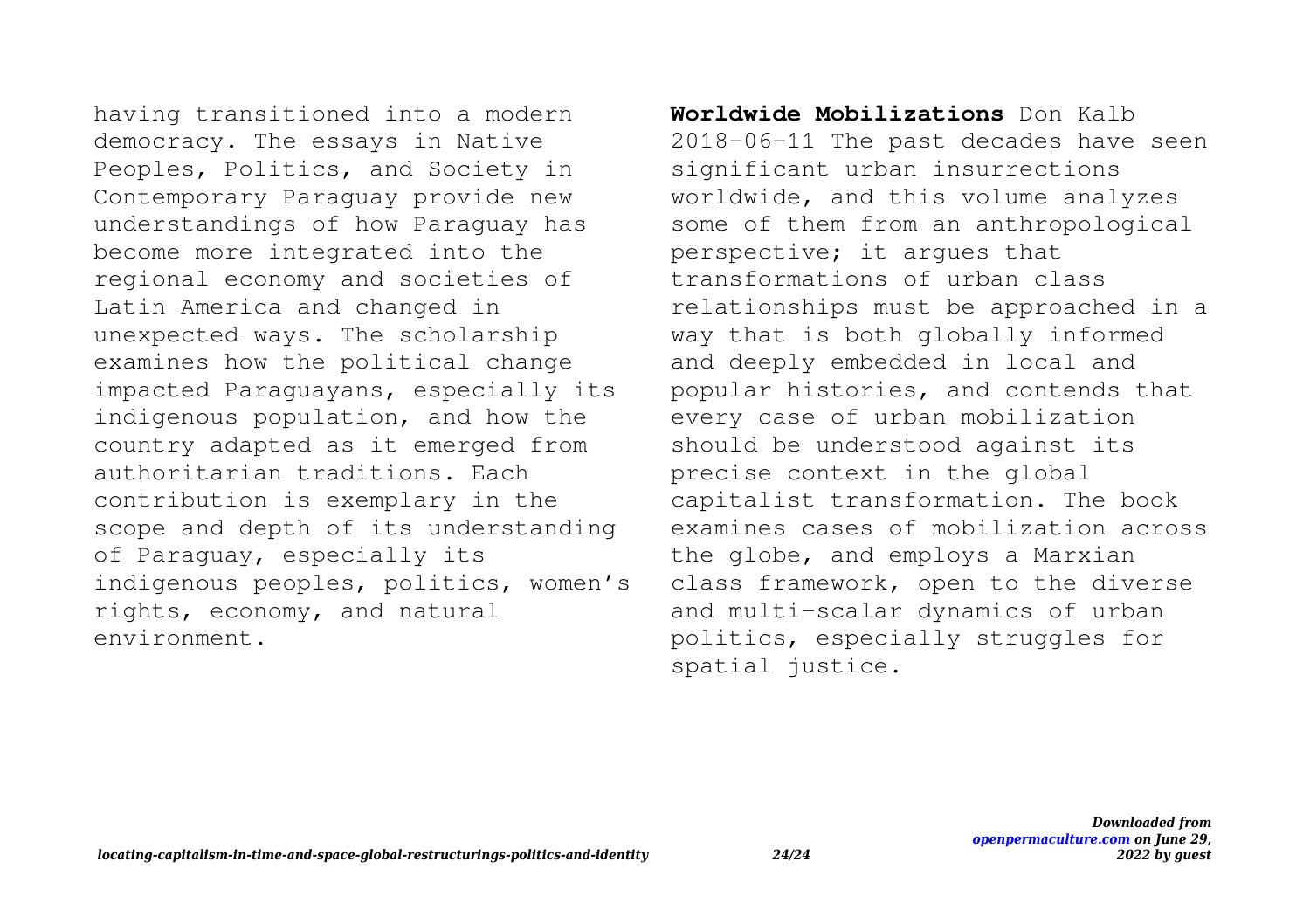having transitioned into a modern democracy. The essays in Native Peoples, Politics, and Society in Contemporary Paraguay provide new understandings of how Paraguay has become more integrated into the regional economy and societies of Latin America and changed in unexpected ways. The scholarship examines how the political change impacted Paraguayans, especially its indigenous population, and how the country adapted as it emerged from authoritarian traditions. Each contribution is exemplary in the scope and depth of its understanding of Paraguay, especially its indigenous peoples, politics, women's rights, economy, and natural environment.

**Worldwide Mobilizations** Don Kalb 2018-06-11 The past decades have seen significant urban insurrections worldwide, and this volume analyzes some of them from an anthropological perspective; it argues that transformations of urban class relationships must be approached in a way that is both globally informed and deeply embedded in local and popular histories, and contends that every case of urban mobilization should be understood against its precise context in the global capitalist transformation. The book examines cases of mobilization across the globe, and employs a Marxian class framework, open to the diverse and multi-scalar dynamics of urban politics, especially struggles for spatial justice.